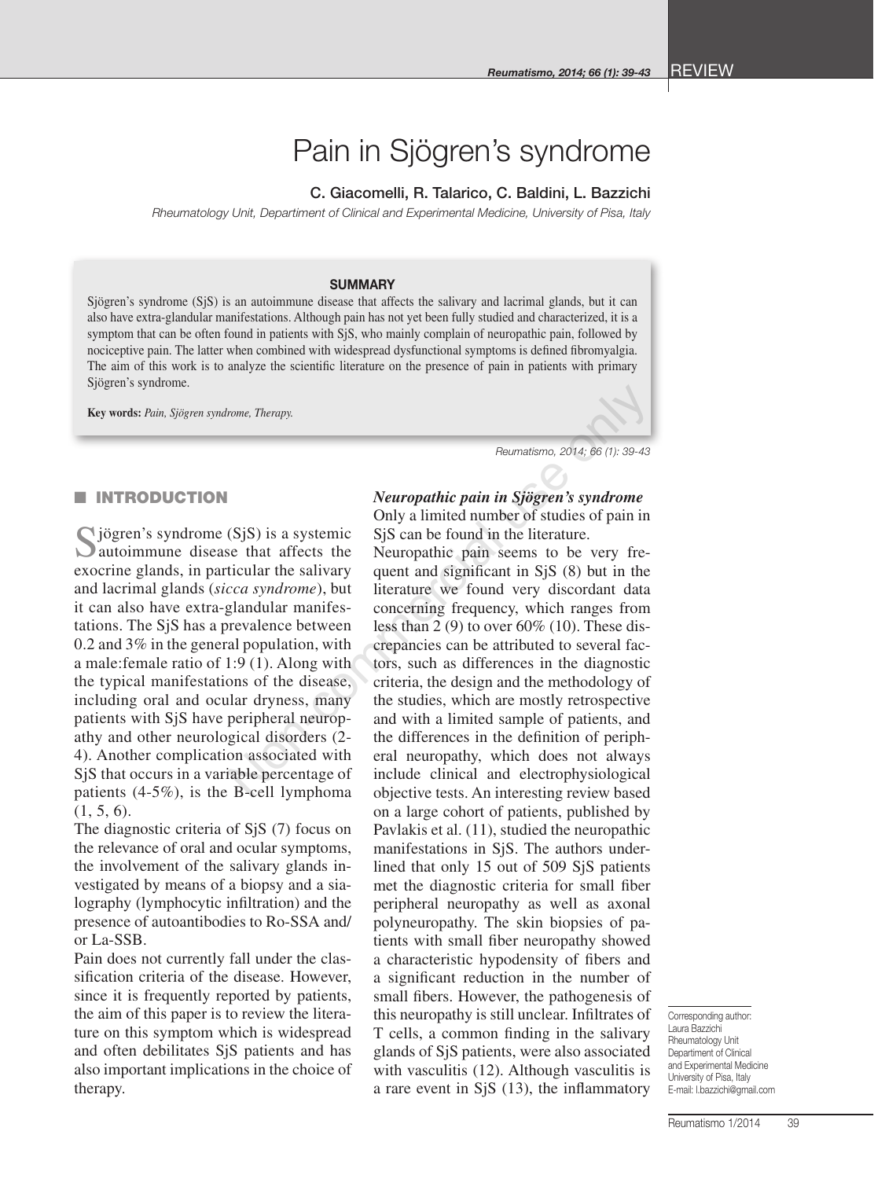# Pain in Sjögren's syndrome

C. Giacomelli, R. Talarico, C. Baldini, L. Bazzichi

*Rheumatology Unit, Department of Clinical and Experimental Medicine, University of Pisa, Italy*

## SUMMARY

Sjögren's syndrome (SjS) is an autoimmune disease that affects the salivary and lacrimal glands, but it can also have extra-glandular manifestations. Although pain has not yet been fully studied and characterized, it is a symptom that can be often found in patients with SjS, who mainly complain of neuropathic pain, followed by nociceptive pain. The latter when combined with widespread dysfunctional symptoms is defined fibromyalgia. The aim of this work is to analyze the scientific literature on the presence of pain in patients with primary Sjögren's syndrome.

**Key words:** *Pain, Sjögren syndrome, Therapy.*

## INTRODUCTION

Sjögren's syndrome (SjS) is a systemic autoimmune disease that affects the exocrine glands, in particular the salivary and lacrimal glands (*sicca syndrome*), but it can also have extra-glandular manifestations. The SjS has a prevalence between 0.2 and 3% in the general population, with a male:female ratio of 1:9 (1). Along with the typical manifestations of the disease, including oral and ocular dryness, many patients with SjS have peripheral neuropathy and other neurological disorders (2-4). Another complication associated with SjS that occurs in a variable percentage of patients (4-5%), is the B-cell lymphoma (1, 5, 6).

The diagnostic criteria of SjS (7) focus on the relevance of oral and ocular symptoms, the involvement of the salivary glands investigated by means of a biopsy and a sialography (lymphocytic infiltration) and the presence of autoantibodies to Ro-SSA and/or La-SSB.

Pain does not currently fall under the classification criteria of the disease. However, since it is frequently reported by patients, the aim of this paper is to review the literature on this symptom which is widespread and often debilitates SjS patients and has also important implications in the choice of therapy.

### *Neuropathic pain in Sjögren's syndrome*

Only a limited number of studies of pain in SjS can be found in the literature.

Neuropathic pain seems to be very frequent and significant in SjS (8) but in the literature we found very discordant data concerning frequency, which ranges from less than 2 (9) to over 60% (10). These discrepancies can be attributed to several factors, such as differences in the diagnostic criteria, the design and the methodology of the studies, which are mostly retrospective and with a limited sample of patients, and the differences in the definition of peripheral neuropathy, which does not always include clinical and electrophysiological objective tests. An interesting review based on a large cohort of patients, published by Pavlakis et al. (11), studied the neuropathic manifestations in SjS. The authors underlined that only 15 out of 509 SjS patients met the diagnostic criteria for small fiber peripheral neuropathy as well as axonal polyneuropathy. The skin biopsies of patients with small fiber neuropathy showed a characteristic hypodensity of fibers and a significant reduction in the number of small fibers. However, the pathogenesis of this neuropathy is still unclear. Infiltrates of T cells, a common finding in the salivary glands of SjS patients, were also associated with vasculitis (12). Although vasculitis is a rare event in SjS (13), the inflammatory

Corresponding author:
Laura Bazzichi
Rheumatology Unit
Department of Clinical and Experimental Medicine
University of Pisa, Italy
E-mail: l.bazzichi@gmail.com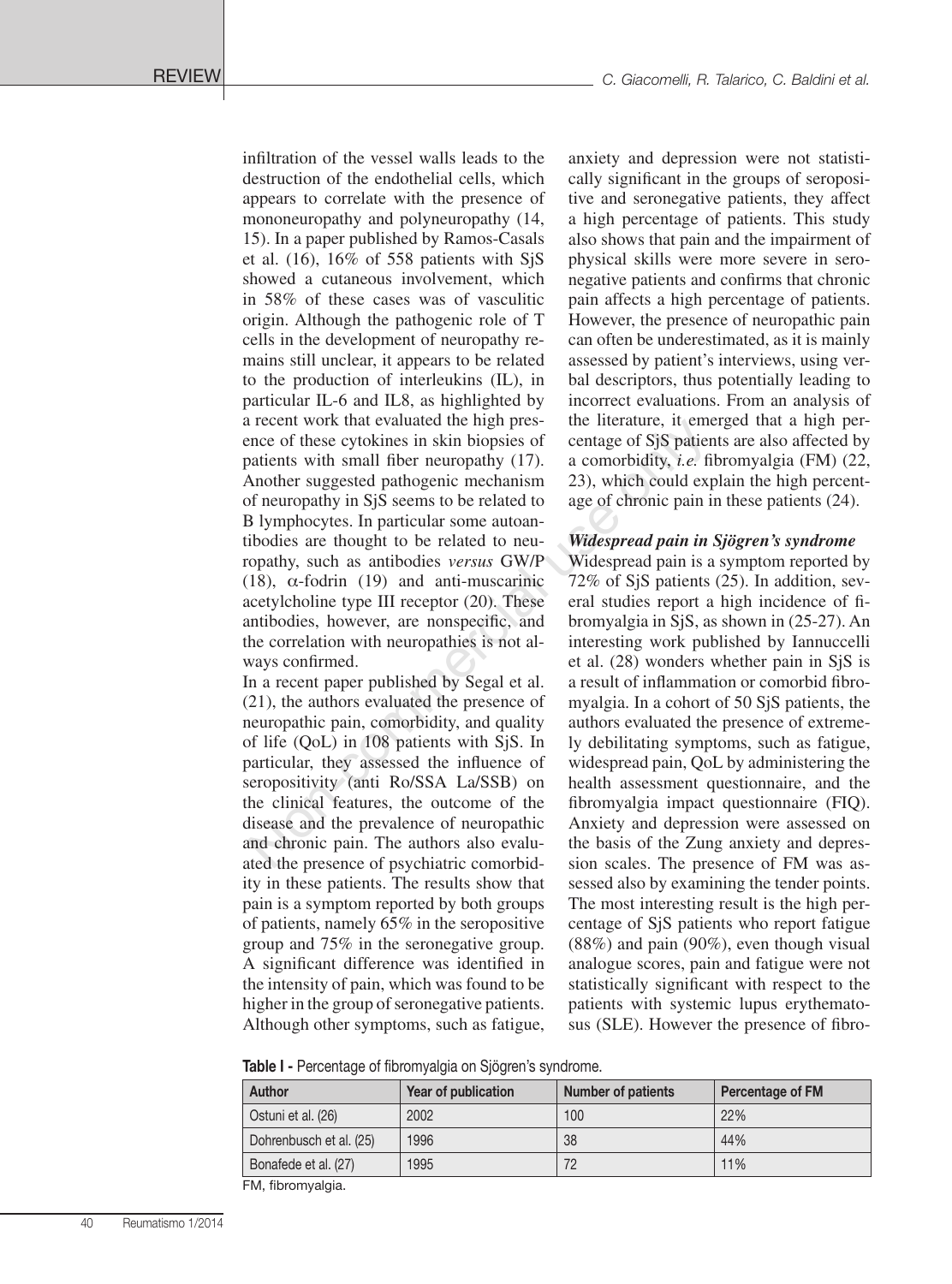infiltration of the vessel walls leads to the destruction of the endothelial cells, which appears to correlate with the presence of mononeuropathy and polyneuropathy (14, 15). In a paper published by Ramos-Casals et al. (16), 16% of 558 patients with SjS showed a cutaneous involvement, which in 58% of these cases was of vasculitic origin. Although the pathogenic role of T cells in the development of neuropathy remains still unclear, it appears to be related to the production of interleukins (IL), in particular IL-6 and IL8, as highlighted by a recent work that evaluated the high presence of these cytokines in skin biopsies of patients with small fiber neuropathy (17). Another suggested pathogenic mechanism of neuropathy in SjS seems to be related to B lymphocytes. In particular some autoantibodies are thought to be related to neuropathy, such as antibodies *versus* GW/P (18), α-fodrin (19) and anti-muscarinic acetylcholine type III receptor (20). These antibodies, however, are nonspecific, and the correlation with neuropathies is not always confirmed.

In a recent paper published by Segal et al. (21), the authors evaluated the presence of neuropathic pain, comorbidity, and quality of life (QoL) in 108 patients with SjS. In particular, they assessed the influence of seropositivity (anti Ro/SSA La/SSB) on the clinical features, the outcome of the disease and the prevalence of neuropathic and chronic pain. The authors also evaluated the presence of psychiatric comorbidity in these patients. The results show that pain is a symptom reported by both groups of patients, namely 65% in the seropositive group and 75% in the seronegative group. A significant difference was identified in the intensity of pain, which was found to be higher in the group of seronegative patients. Although other symptoms, such as fatigue, anxiety and depression were not statistically significant in the groups of seropositive and seronegative patients, they affect a high percentage of patients. This study also shows that pain and the impairment of physical skills were more severe in seronegative patients and confirms that chronic pain affects a high percentage of patients. However, the presence of neuropathic pain can often be underestimated, as it is mainly assessed by patient's interviews, using verbal descriptors, thus potentially leading to incorrect evaluations. From an analysis of the literature, it emerged that a high percentage of SjS patients are also affected by a comorbidity, *i.e.* fibromyalgia (FM) (22, 23), which could explain the high percentage of chronic pain in these patients (24).

### *Widespread pain in Sjögren's syndrome*

Widespread pain is a symptom reported by 72% of SjS patients (25). In addition, several studies report a high incidence of fibromyalgia in SjS, as shown in (25-27). An interesting work published by Iannuccelli et al. (28) wonders whether pain in SjS is a result of inflammation or comorbid fibromyalgia. In a cohort of 50 SjS patients, the authors evaluated the presence of extremely debilitating symptoms, such as fatigue, widespread pain, QoL by administering the health assessment questionnaire, and the fibromyalgia impact questionnaire (FIQ). Anxiety and depression were assessed on the basis of the Zung anxiety and depression scales. The presence of FM was assessed also by examining the tender points. The most interesting result is the high percentage of SjS patients who report fatigue (88%) and pain (90%), even though visual analogue scores, pain and fatigue were not statistically significant with respect to the patients with systemic lupus erythematosus (SLE). However the presence of fibro-

**Table I -** Percentage of fibromyalgia on Sjögren's syndrome.

| Author | Year of publication | Number of patients | Percentage of FM |
|---|---|---|---|
| Ostuni et al. (26) | 2002 | 100 | 22% |
| Dohrenbusch et al. (25) | 1996 | 38 | 44% |
| Bonafede et al. (27) | 1995 | 72 | 11% |

FM, fibromyalgia.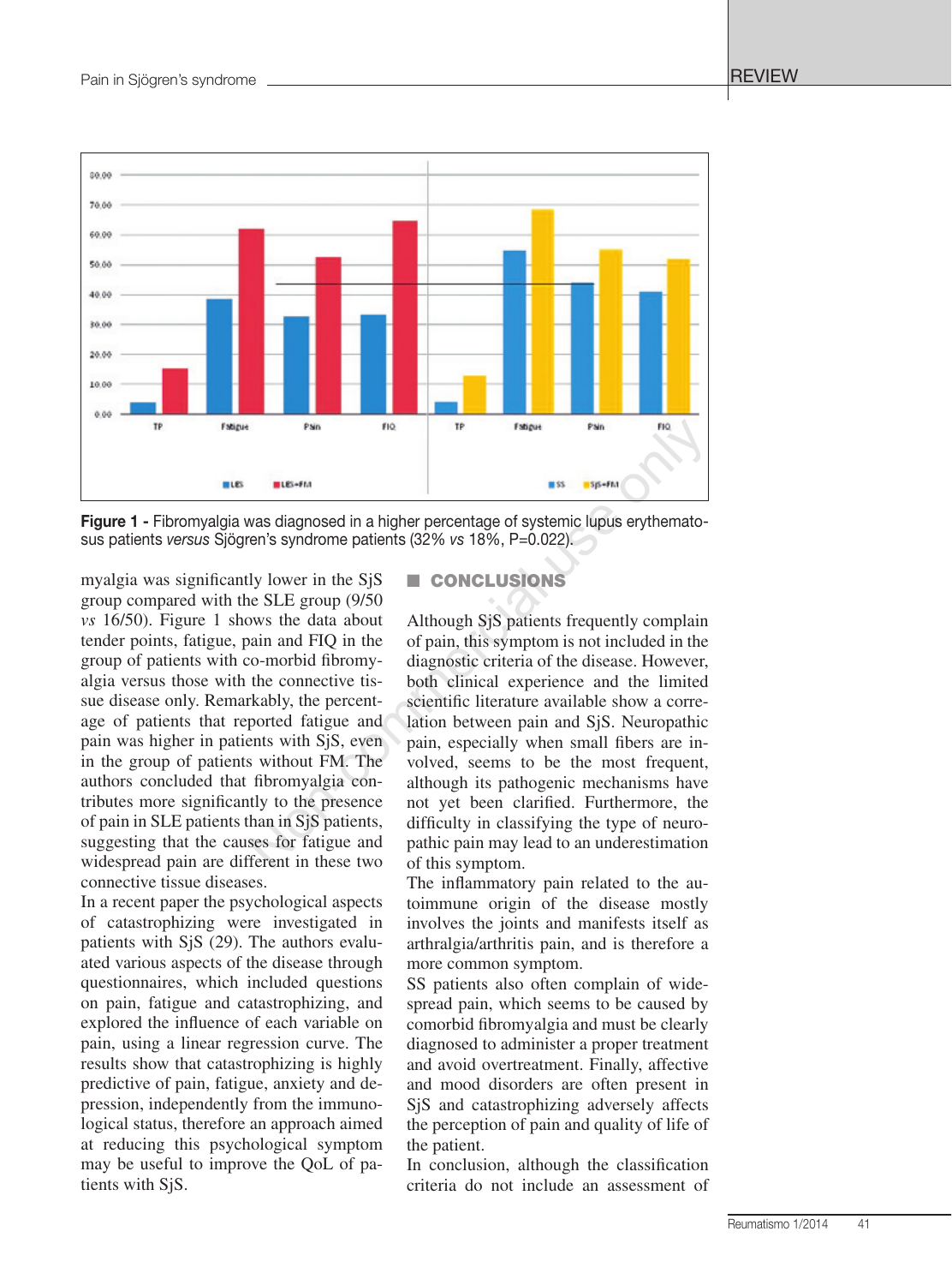80.00
70.00
60.00
50.00
40.00
30.00
20.00
10.00
0.00

TP
Fatigue
Pain
FIQ
TP
Fatigue
Pain
FIQ

LES
LES+FM
SS
SjS+FM

**Figure 1 -** Fibromyalgia was diagnosed in a higher percentage of systemic lupus erythematosus patients *versus* Sjögren's syndrome patients (32% *vs* 18%, P=0.022).

myalgia was significantly lower in the SjS group compared with the SLE group (9/50 *vs* 16/50). Figure 1 shows the data about tender points, fatigue, pain and FIQ in the group of patients with co-morbid fibromyalgia versus those with the connective tissue disease only. Remarkably, the percentage of patients that reported fatigue and pain was higher in patients with SjS, even in the group of patients without FM. The authors concluded that fibromyalgia contributes more significantly to the presence of pain in SLE patients than in SjS patients, suggesting that the causes for fatigue and widespread pain are different in these two connective tissue diseases.

In a recent paper the psychological aspects of catastrophizing were investigated in patients with SjS (29). The authors evaluated various aspects of the disease through questionnaires, which included questions on pain, fatigue and catastrophizing, and explored the influence of each variable on pain, using a linear regression curve. The results show that catastrophizing is highly predictive of pain, fatigue, anxiety and depression, independently from the immunological status, therefore an approach aimed at reducing this psychological symptom may be useful to improve the QoL of patients with SjS.

## CONCLUSIONS

Although SjS patients frequently complain of pain, this symptom is not included in the diagnostic criteria of the disease. However, both clinical experience and the limited scientific literature available show a correlation between pain and SjS. Neuropathic pain, especially when small fibers are involved, seems to be the most frequent, although its pathogenic mechanisms have not yet been clarified. Furthermore, the difficulty in classifying the type of neuropathic pain may lead to an underestimation of this symptom.

The inflammatory pain related to the autoimmune origin of the disease mostly involves the joints and manifests itself as arthralgia/arthritis pain, and is therefore a more common symptom.

SS patients also often complain of widespread pain, which seems to be caused by comorbid fibromyalgia and must be clearly diagnosed to administer a proper treatment and avoid overtreatment. Finally, affective and mood disorders are often present in SjS and catastrophizing adversely affects the perception of pain and quality of life of the patient.

In conclusion, although the classification criteria do not include an assessment of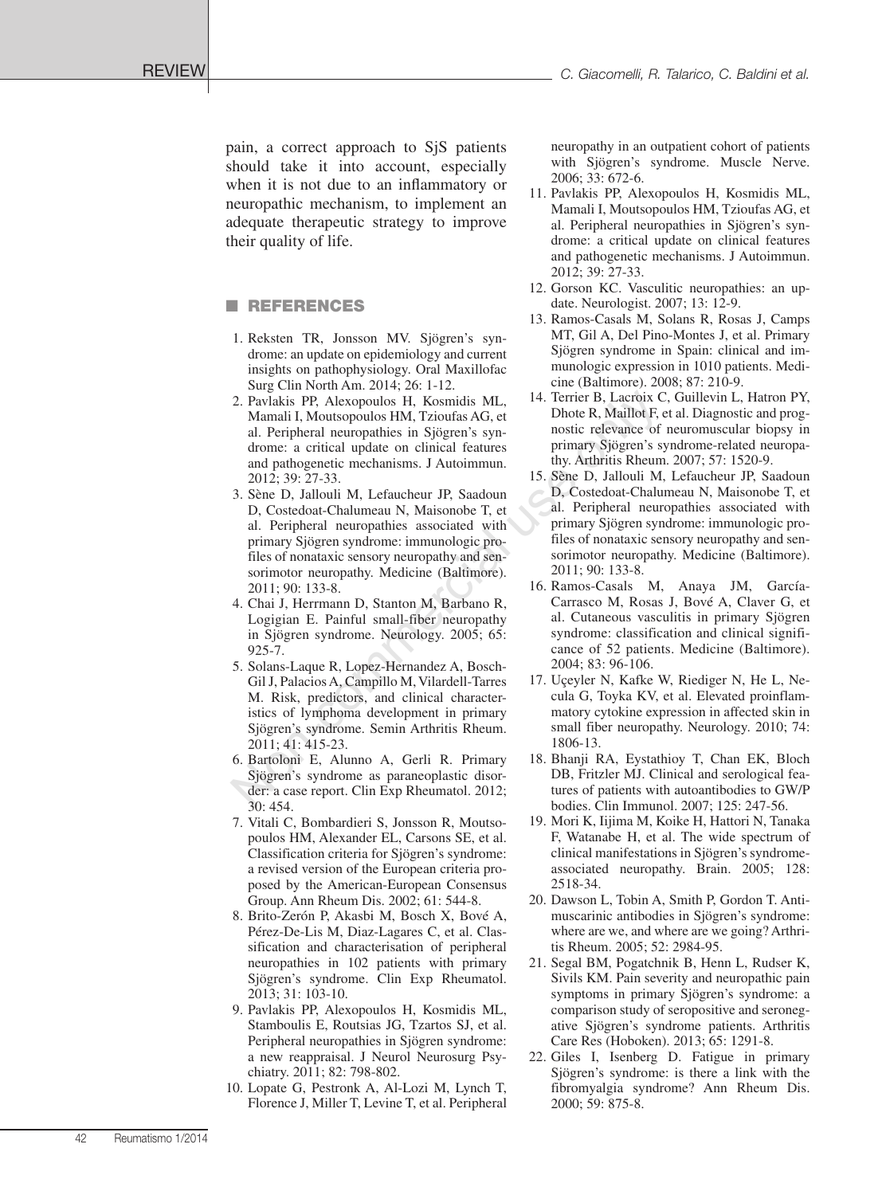pain, a correct approach to SjS patients should take it into account, especially when it is not due to an inflammatory or neuropathic mechanism, to implement an adequate therapeutic strategy to improve their quality of life.

## REFERENCES

1. Reksten TR, Jonsson MV. Sjögren's syndrome: an update on epidemiology and current insights on pathophysiology. Oral Maxillofac Surg Clin North Am. 2014; 26: 1-12.
2. Pavlakis PP, Alexopoulos H, Kosmidis ML, Mamali I, Moutsopoulos HM, Tzioufas AG, et al. Peripheral neuropathies in Sjögren's syndrome: a critical update on clinical features and pathogenetic mechanisms. J Autoimmun. 2012; 39: 27-33.
3. Sène D, Jallouli M, Lefaucheur JP, Saadoun D, Costedoat-Chalumeau N, Maisonobe T, et al. Peripheral neuropathies associated with primary Sjögren syndrome: immunologic profiles of nonataxic sensory neuropathy and sensorimotor neuropathy. Medicine (Baltimore). 2011; 90: 133-8.
4. Chai J, Herrmann D, Stanton M, Barbano R, Logigian E. Painful small-fiber neuropathy in Sjögren syndrome. Neurology. 2005; 65: 925-7.
5. Solans-Laque R, Lopez-Hernandez A, Bosch-Gil J, Palacios A, Campillo M, Vilardell-Tarres M. Risk, predictors, and clinical characteristics of lymphoma development in primary Sjögren's syndrome. Semin Arthritis Rheum. 2011; 41: 415-23.
6. Bartoloni E, Alunno A, Gerli R. Primary Sjögren's syndrome as paraneoplastic disorder: a case report. Clin Exp Rheumatol. 2012; 30: 454.
7. Vitali C, Bombardieri S, Jonsson R, Moutsopoulos HM, Alexander EL, Carsons SE, et al. Classification criteria for Sjögren's syndrome: a revised version of the European criteria proposed by the American-European Consensus Group. Ann Rheum Dis. 2002; 61: 544-8.
8. Brito-Zerón P, Akasbi M, Bosch X, Bové A, Pérez-De-Lis M, Diaz-Lagares C, et al. Classification and characterisation of peripheral neuropathies in 102 patients with primary Sjögren's syndrome. Clin Exp Rheumatol. 2013; 31: 103-10.
9. Pavlakis PP, Alexopoulos H, Kosmidis ML, Stamboulis E, Routsias JG, Tzartos SJ, et al. Peripheral neuropathies in Sjögren syndrome: a new reappraisal. J Neurol Neurosurg Psychiatry. 2011; 82: 798-802.
10. Lopate G, Pestronk A, Al-Lozi M, Lynch T, Florence J, Miller T, Levine T, et al. Peripheral neuropathy in an outpatient cohort of patients with Sjögren's syndrome. Muscle Nerve. 2006; 33: 672-6.
11. Pavlakis PP, Alexopoulos H, Kosmidis ML, Mamali I, Moutsopoulos HM, Tzioufas AG, et al. Peripheral neuropathies in Sjögren's syndrome: a critical update on clinical features and pathogenetic mechanisms. J Autoimmun. 2012; 39: 27-33.
12. Gorson KC. Vasculitic neuropathies: an update. Neurologist. 2007; 13: 12-9.
13. Ramos-Casals M, Solans R, Rosas J, Camps MT, Gil A, Del Pino-Montes J, et al. Primary Sjögren syndrome in Spain: clinical and immunologic expression in 1010 patients. Medicine (Baltimore). 2008; 87: 210-9.
14. Terrier B, Lacroix C, Guillevin L, Hatron PY, Dhote R, Maillot F, et al. Diagnostic and prognostic relevance of neuromuscular biopsy in primary Sjögren's syndrome-related neuropathy. Arthritis Rheum. 2007; 57: 1520-9.
15. Sène D, Jallouli M, Lefaucheur JP, Saadoun D, Costedoat-Chalumeau N, Maisonobe T, et al. Peripheral neuropathies associated with primary Sjögren syndrome: immunologic profiles of nonataxic sensory neuropathy and sensorimotor neuropathy. Medicine (Baltimore). 2011; 90: 133-8.
16. Ramos-Casals M, Anaya JM, García-Carrasco M, Rosas J, Bové A, Claver G, et al. Cutaneous vasculitis in primary Sjögren syndrome: classification and clinical significance of 52 patients. Medicine (Baltimore). 2004; 83: 96-106.
17. Uçeyler N, Kafke W, Riediger N, He L, Necula G, Toyka KV, et al. Elevated proinflammatory cytokine expression in affected skin in small fiber neuropathy. Neurology. 2010; 74: 1806-13.
18. Bhanji RA, Eystathioy T, Chan EK, Bloch DB, Fritzler MJ. Clinical and serological features of patients with autoantibodies to GW/P bodies. Clin Immunol. 2007; 125: 247-56.
19. Mori K, Iijima M, Koike H, Hattori N, Tanaka F, Watanabe H, et al. The wide spectrum of clinical manifestations in Sjögren's syndrome-associated neuropathy. Brain. 2005; 128: 2518-34.
20. Dawson L, Tobin A, Smith P, Gordon T. Antimuscarinic antibodies in Sjögren's syndrome: where are we, and where are we going? Arthritis Rheum. 2005; 52: 2984-95.
21. Segal BM, Pogatchnik B, Henn L, Rudser K, Sivils KM. Pain severity and neuropathic pain symptoms in primary Sjögren's syndrome: a comparison study of seropositive and seronegative Sjögren's syndrome patients. Arthritis Care Res (Hoboken). 2013; 65: 1291-8.
22. Giles I, Isenberg D. Fatigue in primary Sjögren's syndrome: is there a link with the fibromyalgia syndrome? Ann Rheum Dis. 2000; 59: 875-8.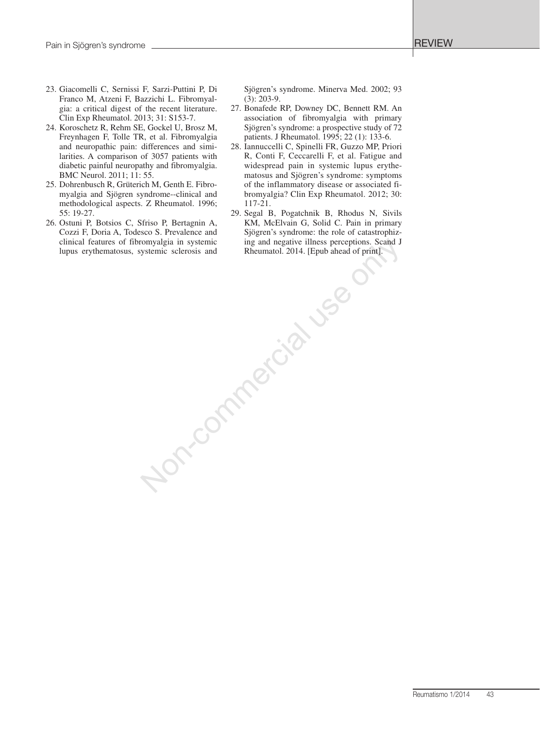23. Giacomelli C, Sernissi F, Sarzi-Puttini P, Di Franco M, Atzeni F, Bazzichi L. Fibromyalgia: a critical digest of the recent literature. Clin Exp Rheumatol. 2013; 31: S153-7.
24. Koroschetz R, Rehm SE, Gockel U, Brosz M, Freynhagen F, Tolle TR, et al. Fibromyalgia and neuropathic pain: differences and similarities. A comparison of 3057 patients with diabetic painful neuropathy and fibromyalgia. BMC Neurol. 2011; 11: 55.
25. Dohrenbusch R, Grüterich M, Genth E. Fibromyalgia and Sjögren syndrome--clinical and methodological aspects. Z Rheumatol. 1996; 55: 19-27.
26. Ostuni P, Botsios C, Sfriso P, Bertagnin A, Cozzi F, Doria A, Todesco S. Prevalence and clinical features of fibromyalgia in systemic lupus erythematosus, systemic sclerosis and Sjögren's syndrome. Minerva Med. 2002; 93 (3): 203-9.
27. Bonafede RP, Downey DC, Bennett RM. An association of fibromyalgia with primary Sjögren's syndrome: a prospective study of 72 patients. J Rheumatol. 1995; 22 (1): 133-6.
28. Iannuccelli C, Spinelli FR, Guzzo MP, Priori R, Conti F, Ceccarelli F, et al. Fatigue and widespread pain in systemic lupus erythematosus and Sjögren's syndrome: symptoms of the inflammatory disease or associated fibromyalgia? Clin Exp Rheumatol. 2012; 30: 117-21.
29. Segal B, Pogatchnik B, Rhodus N, Sivils KM, McElvain G, Solid C. Pain in primary Sjögren's syndrome: the role of catastrophizing and negative illness perceptions. Scand J Rheumatol. 2014. [Epub ahead of print].